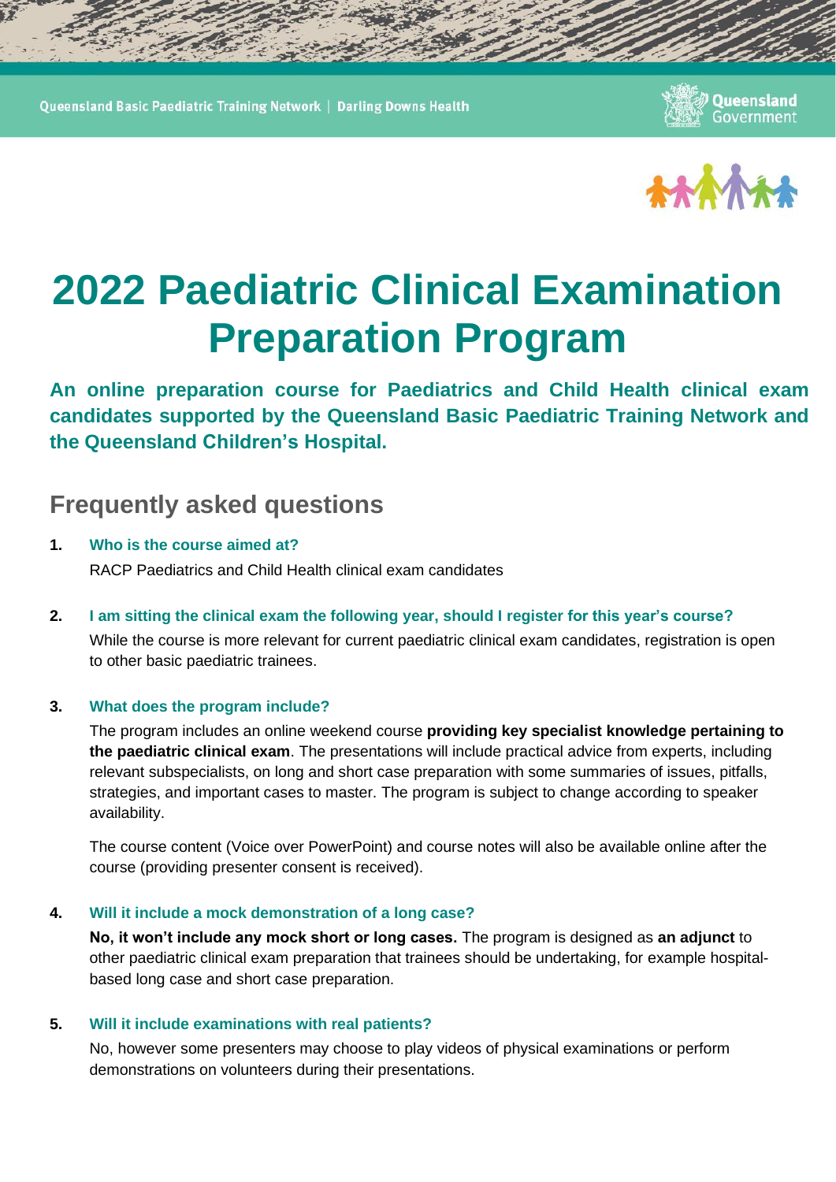# 2022 Paediatric Clinical Examination Preparation Program

**An online preparation course for Paediatrics and Child Health clinical exam candidates supported by the Queensland Basic Paediatric Training Network and the Queensland Children's Hospital.**

## Frequently asked questions

1. **Who is the course aimed at?**

   RACP Paediatrics and Child Health clinical exam candidates

2. **I am sitting the clinical exam the following year, should I register for this year's course?**

   While the course is more relevant for current paediatric clinical exam candidates, registration is open to other basic paediatric trainees.

3. **What does the program include?**

   The program includes an online weekend course **providing key specialist knowledge pertaining to the paediatric clinical exam**. The presentations will include practical advice from experts, including relevant subspecialists, on long and short case preparation with some summaries of issues, pitfalls, strategies, and important cases to master. The program is subject to change according to speaker availability.

   The course content (Voice over PowerPoint) and course notes will also be available online after the course (providing presenter consent is received).

4. **Will it include a mock demonstration of a long case?**

   **No, it won't include any mock short or long cases.** The program is designed as **an adjunct** to other paediatric clinical exam preparation that trainees should be undertaking, for example hospital-based long case and short case preparation.

5. **Will it include examinations with real patients?**

   No, however some presenters may choose to play videos of physical examinations or perform demonstrations on volunteers during their presentations.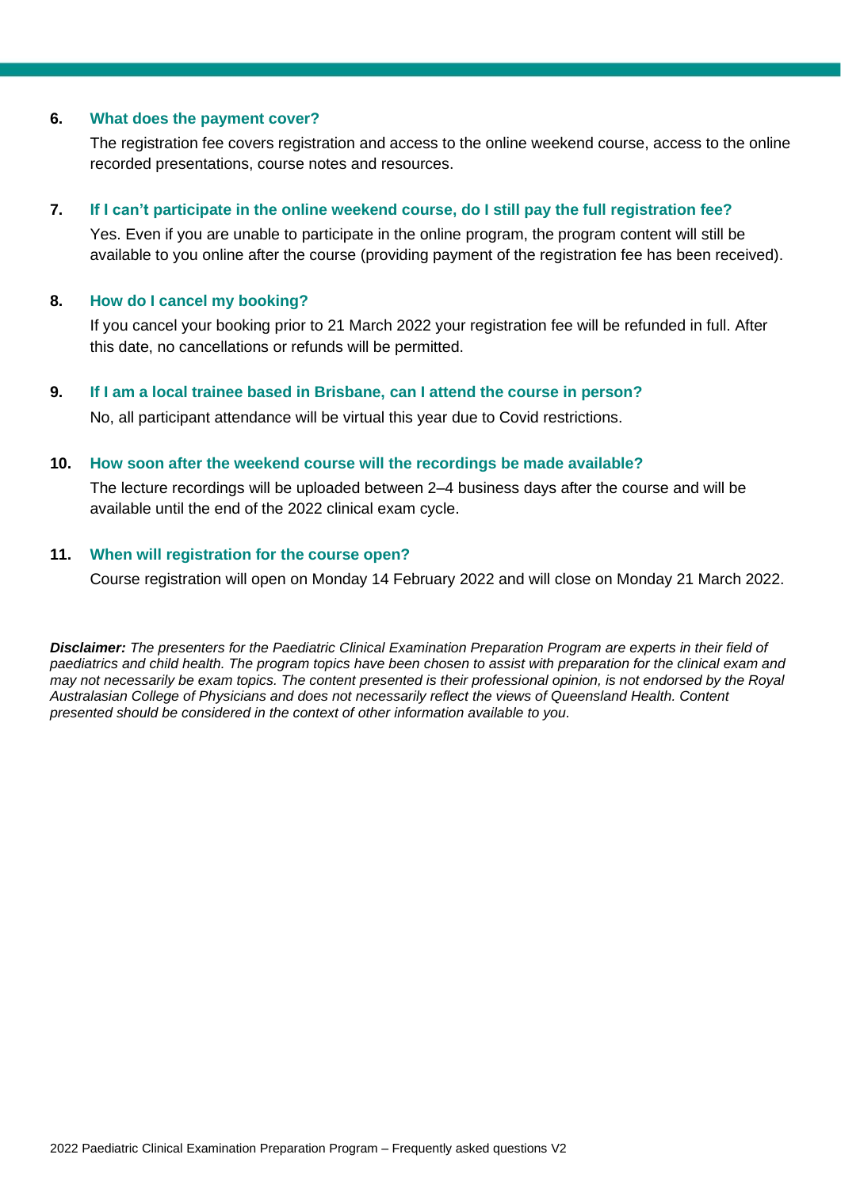**6. What does the payment cover?**

The registration fee covers registration and access to the online weekend course, access to the online recorded presentations, course notes and resources.

**7. If I can't participate in the online weekend course, do I still pay the full registration fee?**

Yes. Even if you are unable to participate in the online program, the program content will still be available to you online after the course (providing payment of the registration fee has been received).

**8. How do I cancel my booking?**

If you cancel your booking prior to 21 March 2022 your registration fee will be refunded in full. After this date, no cancellations or refunds will be permitted.

**9. If I am a local trainee based in Brisbane, can I attend the course in person?**

No, all participant attendance will be virtual this year due to Covid restrictions.

**10. How soon after the weekend course will the recordings be made available?**

The lecture recordings will be uploaded between 2–4 business days after the course and will be available until the end of the 2022 clinical exam cycle.

**11. When will registration for the course open?**

Course registration will open on Monday 14 February 2022 and will close on Monday 21 March 2022.

***Disclaimer:*** *The presenters for the Paediatric Clinical Examination Preparation Program are experts in their field of paediatrics and child health. The program topics have been chosen to assist with preparation for the clinical exam and may not necessarily be exam topics. The content presented is their professional opinion, is not endorsed by the Royal Australasian College of Physicians and does not necessarily reflect the views of Queensland Health. Content presented should be considered in the context of other information available to you.*